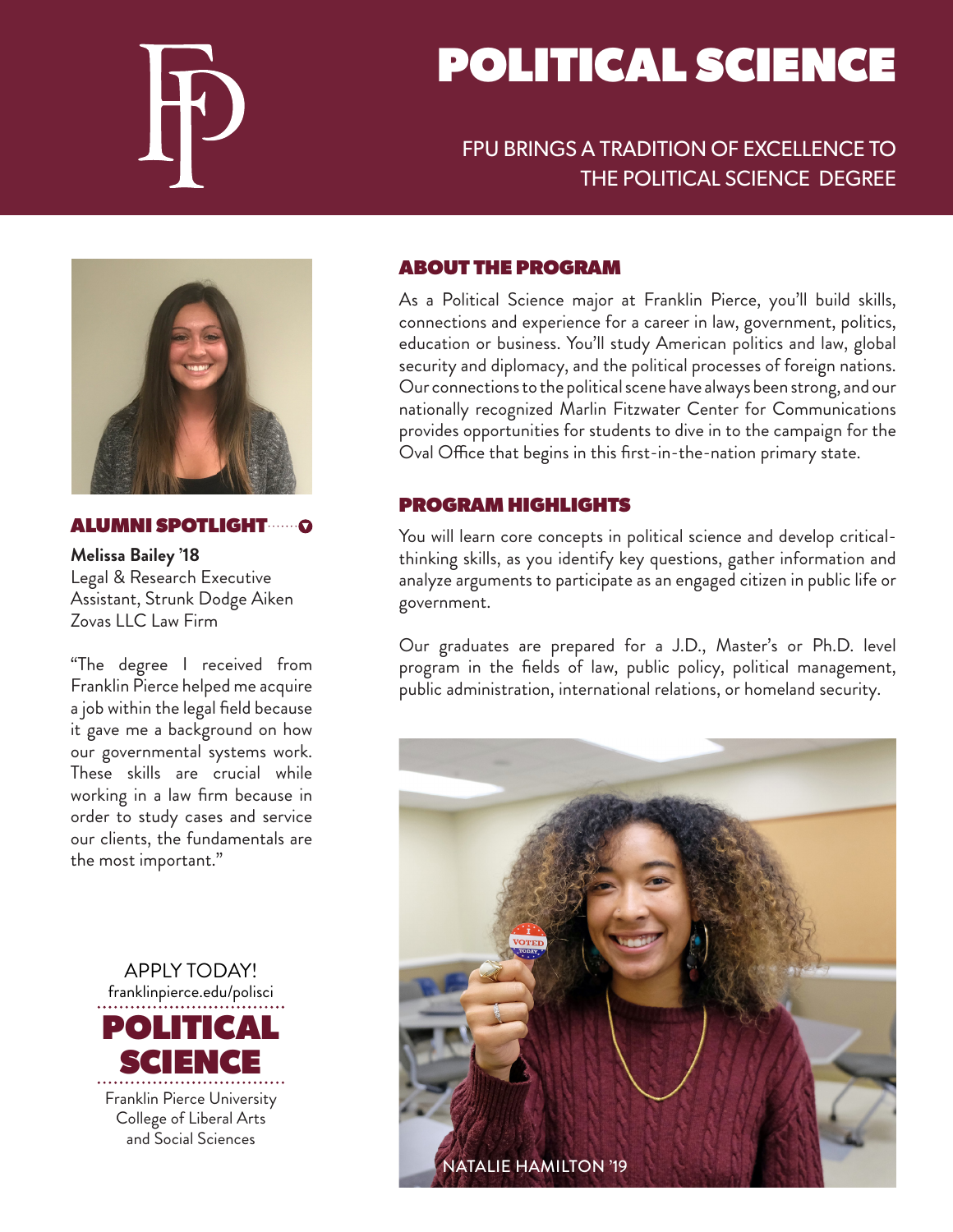# POLITICAL SCIENCE

FPU BRINGS A TRADITION OF EXCELLENCE TO THE POLITICAL SCIENCE DEGREE

## ABOUT THE PROGRAM

As a Political Science major at Franklin Pierce, you'll build skills, connections and experience for a career in law, government, politics, education or business. You'll study American politics and law, global security and diplomacy, and the political processes of foreign nations. Our connections to the political scene have always been strong, and our nationally recognized Marlin Fitzwater Center for Communications provides opportunities for students to dive in to the campaign for the Oval Office that begins in this first-in-the-nation primary state.

## PROGRAM HIGHLIGHTS

You will learn core concepts in political science and develop critical-thinking skills, as you identify key questions, gather information and analyze arguments to participate as an engaged citizen in public life or government.

Our graduates are prepared for a J.D., Master's or Ph.D. level program in the fields of law, public policy, political management, public administration, international relations, or homeland security.

NATALIE HAMILTON '19

## ALUMNI SPOTLIGHT

**Melissa Bailey '18**
Legal & Research Executive Assistant, Strunk Dodge Aiken Zovas LLC Law Firm

"The degree I received from Franklin Pierce helped me acquire a job within the legal field because it gave me a background on how our governmental systems work. These skills are crucial while working in a law firm because in order to study cases and service our clients, the fundamentals are the most important."

APPLY TODAY!
franklinpierce.edu/polisci

**POLITICAL SCIENCE**

Franklin Pierce University
College of Liberal Arts and Social Sciences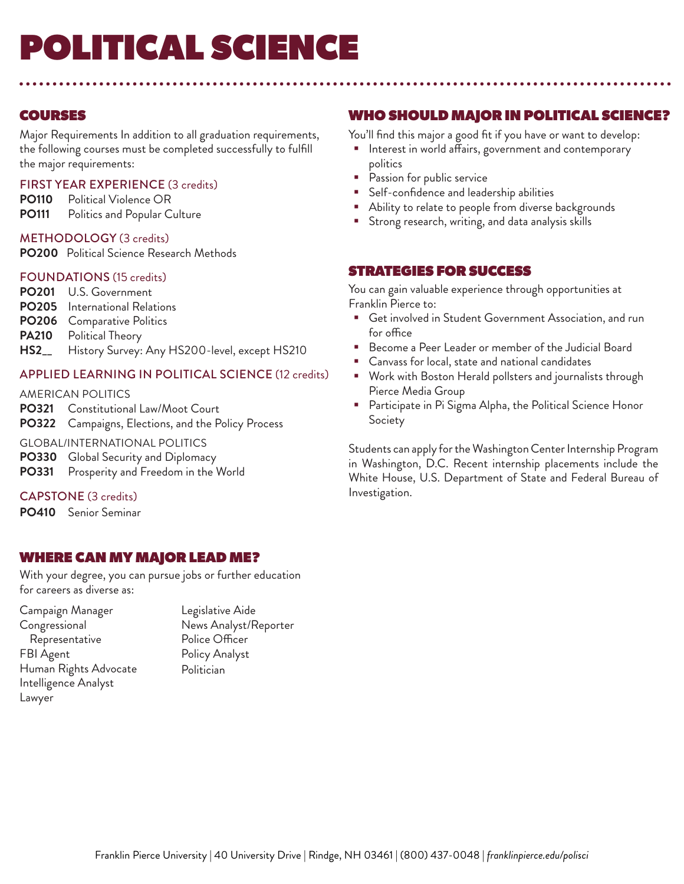# POLITICAL SCIENCE

## COURSES

Major Requirements In addition to all graduation requirements, the following courses must be completed successfully to fulfill the major requirements:

### FIRST YEAR EXPERIENCE (3 credits)

**PO110** Political Violence OR
**PO111** Politics and Popular Culture

### METHODOLOGY (3 credits)

**PO200** Political Science Research Methods

### FOUNDATIONS (15 credits)

**PO201** U.S. Government
**PO205** International Relations
**PO206** Comparative Politics
**PA210** Political Theory
**HS2__** History Survey: Any HS200-level, except HS210

### APPLIED LEARNING IN POLITICAL SCIENCE (12 credits)

AMERICAN POLITICS
**PO321** Constitutional Law/Moot Court
**PO322** Campaigns, Elections, and the Policy Process

GLOBAL/INTERNATIONAL POLITICS
**PO330** Global Security and Diplomacy
**PO331** Prosperity and Freedom in the World

### CAPSTONE (3 credits)

**PO410** Senior Seminar

## WHERE CAN MY MAJOR LEAD ME?

With your degree, you can pursue jobs or further education for careers as diverse as:

Campaign Manager
Congressional Representative
FBI Agent
Human Rights Advocate
Intelligence Analyst
Lawyer
Legislative Aide
News Analyst/Reporter
Police Officer
Policy Analyst
Politician

## WHO SHOULD MAJOR IN POLITICAL SCIENCE?

You'll find this major a good fit if you have or want to develop:

- Interest in world affairs, government and contemporary politics
- Passion for public service
- Self-confidence and leadership abilities
- Ability to relate to people from diverse backgrounds
- Strong research, writing, and data analysis skills

## STRATEGIES FOR SUCCESS

You can gain valuable experience through opportunities at Franklin Pierce to:

- Get involved in Student Government Association, and run for office
- Become a Peer Leader or member of the Judicial Board
- Canvass for local, state and national candidates
- Work with Boston Herald pollsters and journalists through Pierce Media Group
- Participate in Pi Sigma Alpha, the Political Science Honor Society

Students can apply for the Washington Center Internship Program in Washington, D.C. Recent internship placements include the White House, U.S. Department of State and Federal Bureau of Investigation.

Franklin Pierce University | 40 University Drive | Rindge, NH 03461 | (800) 437-0048 | *franklinpierce.edu/polisci*